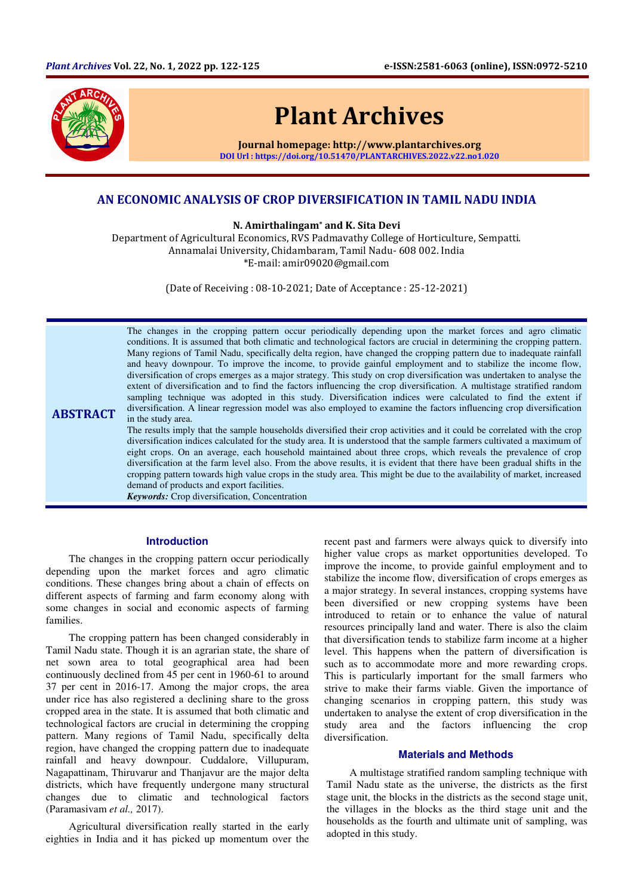# AN ECONOMIC ANALYSIS OF CROP DIVERSIFICATION IN TAMIL NADU INDIA

**N. Amirthalingam\* and K. Sita Devi**

Department of Agricultural Economics, RVS Padmavathy College of Horticulture, Sempatti.
Annamalai University, Chidambaram, Tamil Nadu- 608 002. India
\*E-mail: amir09020@gmail.com

(Date of Receiving : 08-10-2021; Date of Acceptance : 25-12-2021)

## ABSTRACT

The changes in the cropping pattern occur periodically depending upon the market forces and agro climatic conditions. It is assumed that both climatic and technological factors are crucial in determining the cropping pattern. Many regions of Tamil Nadu, specifically delta region, have changed the cropping pattern due to inadequate rainfall and heavy downpour. To improve the income, to provide gainful employment and to stabilize the income flow, diversification of crops emerges as a major strategy. This study on crop diversification was undertaken to analyse the extent of diversification and to find the factors influencing the crop diversification. A multistage stratified random sampling technique was adopted in this study. Diversification indices were calculated to find the extent if diversification. A linear regression model was also employed to examine the factors influencing crop diversification in the study area.

The results imply that the sample households diversified their crop activities and it could be correlated with the crop diversification indices calculated for the study area. It is understood that the sample farmers cultivated a maximum of eight crops. On an average, each household maintained about three crops, which reveals the prevalence of crop diversification at the farm level also. From the above results, it is evident that there have been gradual shifts in the cropping pattern towards high value crops in the study area. This might be due to the availability of market, increased demand of products and export facilities.

*Keywords:* Crop diversification, Concentration

## Introduction

The changes in the cropping pattern occur periodically depending upon the market forces and agro climatic conditions. These changes bring about a chain of effects on different aspects of farming and farm economy along with some changes in social and economic aspects of farming families.

The cropping pattern has been changed considerably in Tamil Nadu state. Though it is an agrarian state, the share of net sown area to total geographical area had been continuously declined from 45 per cent in 1960-61 to around 37 per cent in 2016-17. Among the major crops, the area under rice has also registered a declining share to the gross cropped area in the state. It is assumed that both climatic and technological factors are crucial in determining the cropping pattern. Many regions of Tamil Nadu, specifically delta region, have changed the cropping pattern due to inadequate rainfall and heavy downpour. Cuddalore, Villupuram, Nagapattinam, Thiruvarur and Thanjavur are the major delta districts, which have frequently undergone many structural changes due to climatic and technological factors (Paramasivam *et al.,* 2017).

Agricultural diversification really started in the early eighties in India and it has picked up momentum over the recent past and farmers were always quick to diversify into higher value crops as market opportunities developed. To improve the income, to provide gainful employment and to stabilize the income flow, diversification of crops emerges as a major strategy. In several instances, cropping systems have been diversified or new cropping systems have been introduced to retain or to enhance the value of natural resources principally land and water. There is also the claim that diversification tends to stabilize farm income at a higher level. This happens when the pattern of diversification is such as to accommodate more and more rewarding crops. This is particularly important for the small farmers who strive to make their farms viable. Given the importance of changing scenarios in cropping pattern, this study was undertaken to analyse the extent of crop diversification in the study area and the factors influencing the crop diversification.

## Materials and Methods

A multistage stratified random sampling technique with Tamil Nadu state as the universe, the districts as the first stage unit, the blocks in the districts as the second stage unit, the villages in the blocks as the third stage unit and the households as the fourth and ultimate unit of sampling, was adopted in this study.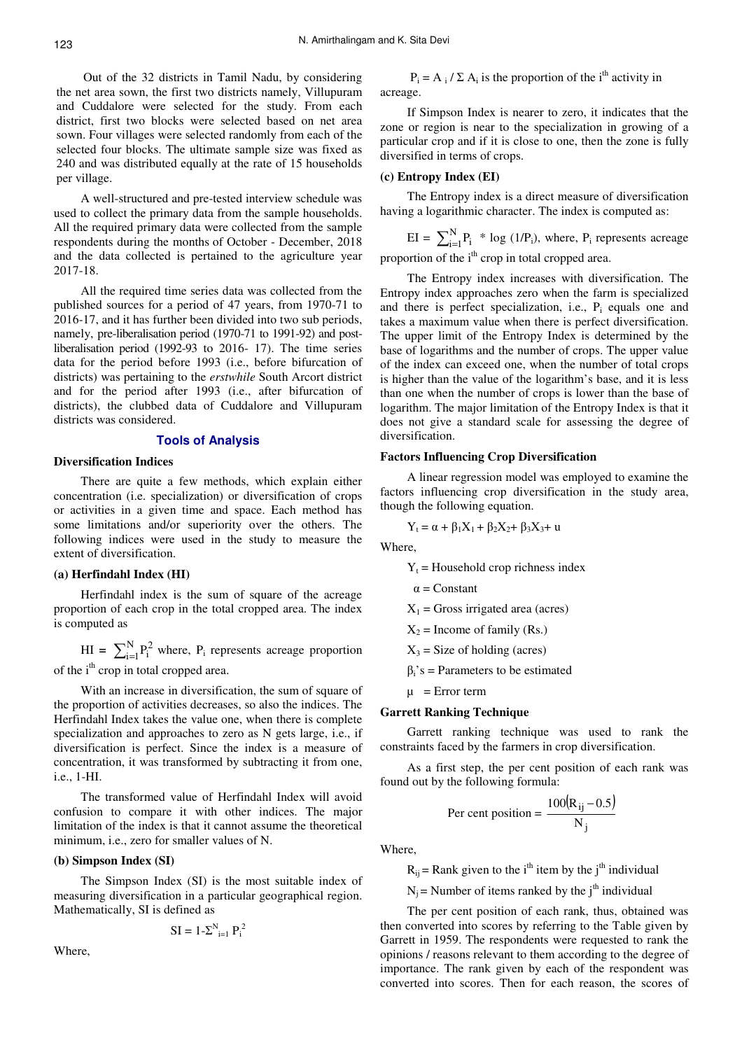Out of the 32 districts in Tamil Nadu, by considering the net area sown, the first two districts namely, Villupuram and Cuddalore were selected for the study. From each district, first two blocks were selected based on net area sown. Four villages were selected randomly from each of the selected four blocks. The ultimate sample size was fixed as 240 and was distributed equally at the rate of 15 households per village.

A well-structured and pre-tested interview schedule was used to collect the primary data from the sample households. All the required primary data were collected from the sample respondents during the months of October - December, 2018 and the data collected is pertained to the agriculture year 2017-18.

All the required time series data was collected from the published sources for a period of 47 years, from 1970-71 to 2016-17, and it has further been divided into two sub periods, namely, pre-liberalisation period (1970-71 to 1991-92) and post-liberalisation period (1992-93 to 2016- 17). The time series data for the period before 1993 (i.e., before bifurcation of districts) was pertaining to the *erstwhile* South Arcort district and for the period after 1993 (i.e., after bifurcation of districts), the clubbed data of Cuddalore and Villupuram districts was considered.

## Tools of Analysis

### Diversification Indices

There are quite a few methods, which explain either concentration (i.e. specialization) or diversification of crops or activities in a given time and space. Each method has some limitations and/or superiority over the others. The following indices were used in the study to measure the extent of diversification.

#### (a) Herfindahl Index (HI)

Herfindahl index is the sum of square of the acreage proportion of each crop in the total cropped area. The index is computed as

$HI = \sum_{i=1}^{N} P_i^2$ where, $P_i$ represents acreage proportion of the $i^{th}$ crop in total cropped area.

With an increase in diversification, the sum of square of the proportion of activities decreases, so also the indices. The Herfindahl Index takes the value one, when there is complete specialization and approaches to zero as N gets large, i.e., if diversification is perfect. Since the index is a measure of concentration, it was transformed by subtracting it from one, i.e., 1-HI.

The transformed value of Herfindahl Index will avoid confusion to compare it with other indices. The major limitation of the index is that it cannot assume the theoretical minimum, i.e., zero for smaller values of N.

#### (b) Simpson Index (SI)

The Simpson Index (SI) is the most suitable index of measuring diversification in a particular geographical region. Mathematically, SI is defined as

$$SI = 1-\Sigma^{N}_{i=1} P_i^2$$

Where,

$P_i = A_i / \Sigma A_i$ is the proportion of the $i^{th}$ activity in acreage.

If Simpson Index is nearer to zero, it indicates that the zone or region is near to the specialization in growing of a particular crop and if it is close to one, then the zone is fully diversified in terms of crops.

#### (c) Entropy Index (EI)

The Entropy index is a direct measure of diversification having a logarithmic character. The index is computed as:

$EI = \sum_{i=1}^{N} P_i * \log(1/P_i)$, where, $P_i$ represents acreage proportion of the $i^{th}$ crop in total cropped area.

The Entropy index increases with diversification. The Entropy index approaches zero when the farm is specialized and there is perfect specialization, i.e., $P_i$ equals one and takes a maximum value when there is perfect diversification. The upper limit of the Entropy Index is determined by the base of logarithms and the number of crops. The upper value of the index can exceed one, when the number of total crops is higher than the value of the logarithm's base, and it is less than one when the number of crops is lower than the base of logarithm. The major limitation of the Entropy Index is that it does not give a standard scale for assessing the degree of diversification.

### Factors Influencing Crop Diversification

A linear regression model was employed to examine the factors influencing crop diversification in the study area, though the following equation.

$$Y_t = \alpha + \beta_1X_1 + \beta_2X_2 + \beta_3X_3 + u$$

Where,

$Y_t$ = Household crop richness index

$\alpha$ = Constant

$X_1$ = Gross irrigated area (acres)

$X_2$ = Income of family (Rs.)

$X_3$ = Size of holding (acres)

$\beta_i$'s = Parameters to be estimated

$\mu$ = Error term

### Garrett Ranking Technique

Garrett ranking technique was used to rank the constraints faced by the farmers in crop diversification.

As a first step, the per cent position of each rank was found out by the following formula:

$$\text{Per cent position} = \frac{100(R_{ij} - 0.5)}{N_j}$$

Where,

$R_{ij}$ = Rank given to the $i^{th}$ item by the $j^{th}$ individual

$N_j$ = Number of items ranked by the $j^{th}$ individual

The per cent position of each rank, thus, obtained was then converted into scores by referring to the Table given by Garrett in 1959. The respondents were requested to rank the opinions / reasons relevant to them according to the degree of importance. The rank given by each of the respondent was converted into scores. Then for each reason, the scores of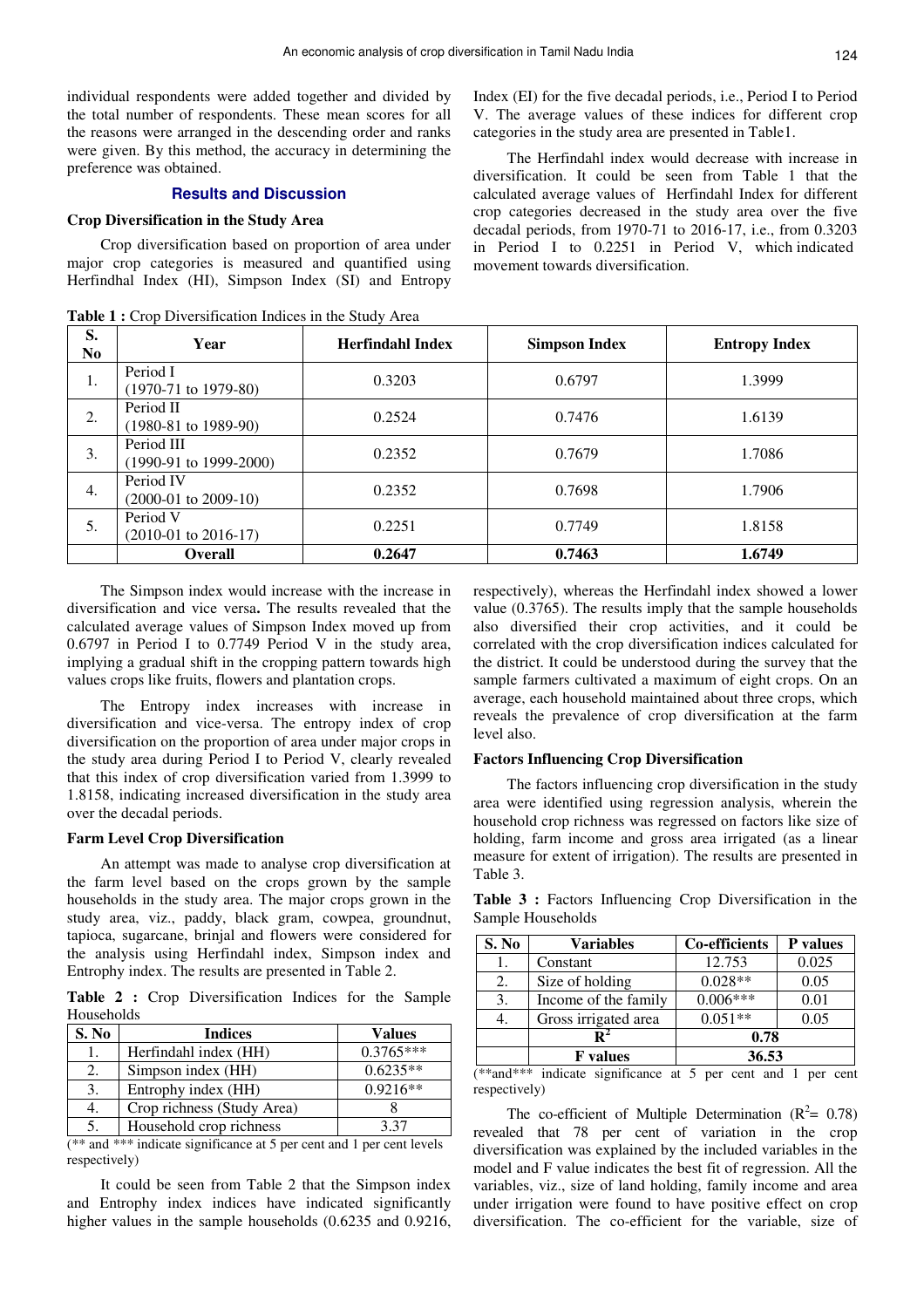individual respondents were added together and divided by the total number of respondents. These mean scores for all the reasons were arranged in the descending order and ranks were given. By this method, the accuracy in determining the preference was obtained.

## Results and Discussion

### Crop Diversification in the Study Area

Crop diversification based on proportion of area under major crop categories is measured and quantified using Herfindhal Index (HI), Simpson Index (SI) and Entropy Index (EI) for the five decadal periods, i.e., Period I to Period V. The average values of these indices for different crop categories in the study area are presented in Table1.

The Herfindahl index would decrease with increase in diversification. It could be seen from Table 1 that the calculated average values of Herfindahl Index for different crop categories decreased in the study area over the five decadal periods, from 1970-71 to 2016-17, i.e., from 0.3203 in Period I to 0.2251 in Period V, which indicated movement towards diversification.

**Table 1 :** Crop Diversification Indices in the Study Area

| S. No | Year | Herfindahl Index | Simpson Index | Entropy Index |
|---|---|---|---|---|
| 1. | Period I (1970-71 to 1979-80) | 0.3203 | 0.6797 | 1.3999 |
| 2. | Period II (1980-81 to 1989-90) | 0.2524 | 0.7476 | 1.6139 |
| 3. | Period III (1990-91 to 1999-2000) | 0.2352 | 0.7679 | 1.7086 |
| 4. | Period IV (2000-01 to 2009-10) | 0.2352 | 0.7698 | 1.7906 |
| 5. | Period V (2010-01 to 2016-17) | 0.2251 | 0.7749 | 1.8158 |
| | **Overall** | **0.2647** | **0.7463** | **1.6749** |

The Simpson index would increase with the increase in diversification and vice versa**.** The results revealed that the calculated average values of Simpson Index moved up from 0.6797 in Period I to 0.7749 Period V in the study area, implying a gradual shift in the cropping pattern towards high values crops like fruits, flowers and plantation crops.

The Entropy index increases with increase in diversification and vice-versa. The entropy index of crop diversification on the proportion of area under major crops in the study area during Period I to Period V, clearly revealed that this index of crop diversification varied from 1.3999 to 1.8158, indicating increased diversification in the study area over the decadal periods.

### Farm Level Crop Diversification

An attempt was made to analyse crop diversification at the farm level based on the crops grown by the sample households in the study area. The major crops grown in the study area, viz., paddy, black gram, cowpea, groundnut, tapioca, sugarcane, brinjal and flowers were considered for the analysis using Herfindahl index, Simpson index and Entrophy index. The results are presented in Table 2.

**Table 2 :** Crop Diversification Indices for the Sample Households

| S. No | Indices | Values |
|---|---|---|
| 1. | Herfindahl index (HH) | 0.3765*** |
| 2. | Simpson index (HH) | 0.6235** |
| 3. | Entrophy index (HH) | 0.9216** |
| 4. | Crop richness (Study Area) | 8 |
| 5. | Household crop richness | 3.37 |

(** and *** indicate significance at 5 per cent and 1 per cent levels respectively)

It could be seen from Table 2 that the Simpson index and Entrophy index indices have indicated significantly higher values in the sample households (0.6235 and 0.9216, respectively), whereas the Herfindahl index showed a lower value (0.3765). The results imply that the sample households also diversified their crop activities, and it could be correlated with the crop diversification indices calculated for the district. It could be understood during the survey that the sample farmers cultivated a maximum of eight crops. On an average, each household maintained about three crops, which reveals the prevalence of crop diversification at the farm level also.

### Factors Influencing Crop Diversification

The factors influencing crop diversification in the study area were identified using regression analysis, wherein the household crop richness was regressed on factors like size of holding, farm income and gross area irrigated (as a linear measure for extent of irrigation). The results are presented in Table 3.

**Table 3 :** Factors Influencing Crop Diversification in the Sample Households

| S. No | Variables | Co-efficients | P values |
|---|---|---|---|
| 1. | Constant | 12.753 | 0.025 |
| 2. | Size of holding | 0.028** | 0.05 |
| 3. | Income of the family | 0.006*** | 0.01 |
| 4. | Gross irrigated area | 0.051** | 0.05 |
| | $R^2$ | 0.78 | |
| | F values | 36.53 | |

(**and*** indicate significance at 5 per cent and 1 per cent respectively)

The co-efficient of Multiple Determination ($R^2$= 0.78) revealed that 78 per cent of variation in the crop diversification was explained by the included variables in the model and F value indicates the best fit of regression. All the variables, viz., size of land holding, family income and area under irrigation were found to have positive effect on crop diversification. The co-efficient for the variable, size of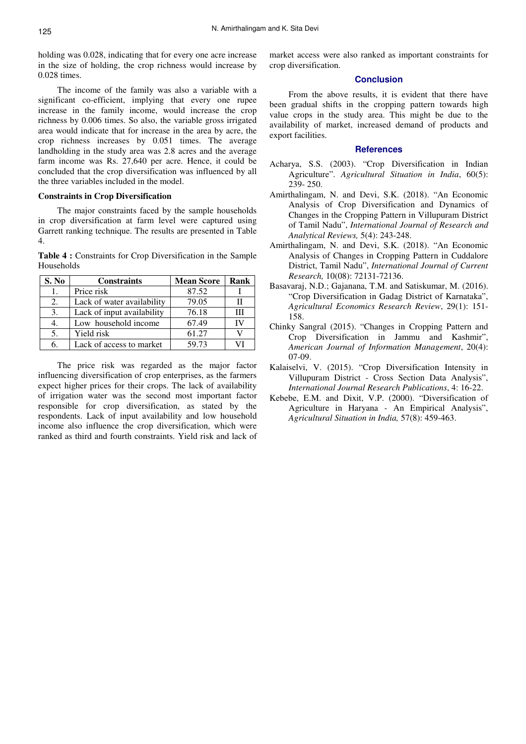holding was 0.028, indicating that for every one acre increase in the size of holding, the crop richness would increase by 0.028 times.

The income of the family was also a variable with a significant co-efficient, implying that every one rupee increase in the family income, would increase the crop richness by 0.006 times. So also, the variable gross irrigated area would indicate that for increase in the area by acre, the crop richness increases by 0.051 times. The average landholding in the study area was 2.8 acres and the average farm income was Rs. 27,640 per acre. Hence, it could be concluded that the crop diversification was influenced by all the three variables included in the model.

### Constraints in Crop Diversification

The major constraints faced by the sample households in crop diversification at farm level were captured using Garrett ranking technique. The results are presented in Table 4.

**Table 4 :** Constraints for Crop Diversification in the Sample Households

| S. No | Constraints | Mean Score | Rank |
|---|---|---|---|
| 1. | Price risk | 87.52 | I |
| 2. | Lack of water availability | 79.05 | II |
| 3. | Lack of input availability | 76.18 | III |
| 4. | Low household income | 67.49 | IV |
| 5. | Yield risk | 61.27 | V |
| 6. | Lack of access to market | 59.73 | VI |

The price risk was regarded as the major factor influencing diversification of crop enterprises, as the farmers expect higher prices for their crops. The lack of availability of irrigation water was the second most important factor responsible for crop diversification, as stated by the respondents. Lack of input availability and low household income also influence the crop diversification, which were ranked as third and fourth constraints. Yield risk and lack of market access were also ranked as important constraints for crop diversification.

## Conclusion

From the above results, it is evident that there have been gradual shifts in the cropping pattern towards high value crops in the study area. This might be due to the availability of market, increased demand of products and export facilities.

## References

Acharya, S.S. (2003). "Crop Diversification in Indian Agriculture". *Agricultural Situation in India*, 60(5): 239- 250.

Amirthalingam, N. and Devi, S.K. (2018). "An Economic Analysis of Crop Diversification and Dynamics of Changes in the Cropping Pattern in Villupuram District of Tamil Nadu", *International Journal of Research and Analytical Reviews,* 5(4): 243-248.

Amirthalingam, N. and Devi, S.K. (2018). "An Economic Analysis of Changes in Cropping Pattern in Cuddalore District, Tamil Nadu", *International Journal of Current Research,* 10(08): 72131-72136.

Basavaraj, N.D.; Gajanana, T.M. and Satiskumar, M. (2016). "Crop Diversification in Gadag District of Karnataka", *Agricultural Economics Research Review*, 29(1): 151-158.

Chinky Sangral (2015). "Changes in Cropping Pattern and Crop Diversification in Jammu and Kashmir", *American Journal of Information Management*, 20(4): 07-09.

Kalaiselvi, V. (2015). "Crop Diversification Intensity in Villupuram District - Cross Section Data Analysis", *International Journal Research Publications*, 4: 16-22.

Kebebe, E.M. and Dixit, V.P. (2000). "Diversification of Agriculture in Haryana - An Empirical Analysis", *Agricultural Situation in India,* 57(8): 459-463.